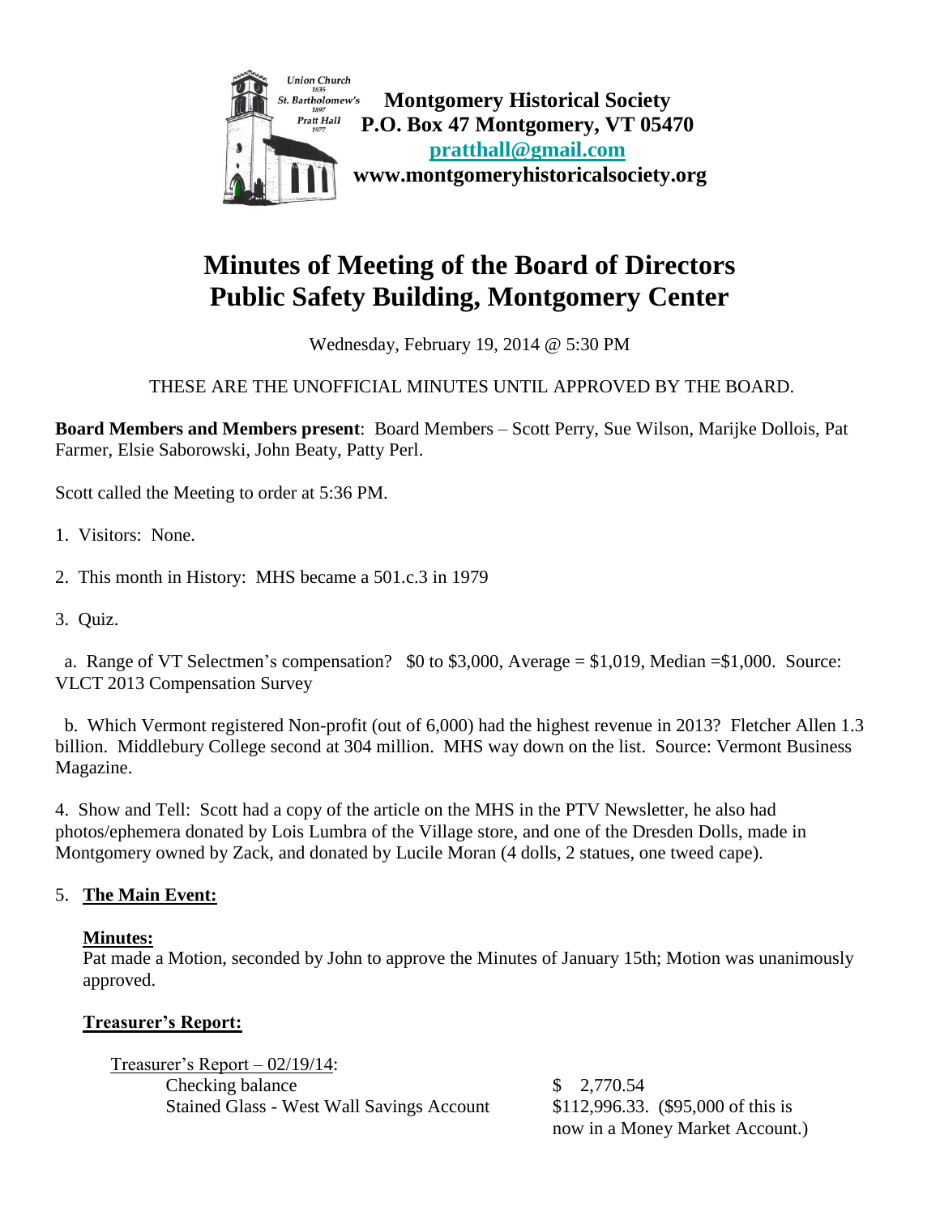Union Church 1835
St. Bartholomew's 1897
Pratt Hall 1977

**Montgomery Historical Society**
**P.O. Box 47 Montgomery, VT 05470**
**pratthall@gmail.com**
**www.montgomeryhistoricalsociety.org**

# Minutes of Meeting of the Board of Directors
# Public Safety Building, Montgomery Center

Wednesday, February 19, 2014 @ 5:30 PM

THESE ARE THE UNOFFICIAL MINUTES UNTIL APPROVED BY THE BOARD.

**Board Members and Members present**: Board Members – Scott Perry, Sue Wilson, Marijke Dollois, Pat Farmer, Elsie Saborowski, John Beaty, Patty Perl.

Scott called the Meeting to order at 5:36 PM.

1. Visitors: None.

2. This month in History: MHS became a 501.c.3 in 1979

3. Quiz.

   a. Range of VT Selectmen's compensation? $0 to $3,000, Average = $1,019, Median =$1,000. Source: VLCT 2013 Compensation Survey

   b. Which Vermont registered Non-profit (out of 6,000) had the highest revenue in 2013? Fletcher Allen 1.3 billion. Middlebury College second at 304 million. MHS way down on the list. Source: Vermont Business Magazine.

4. Show and Tell: Scott had a copy of the article on the MHS in the PTV Newsletter, he also had photos/ephemera donated by Lois Lumbra of the Village store, and one of the Dresden Dolls, made in Montgomery owned by Zack, and donated by Lucile Moran (4 dolls, 2 statues, one tweed cape).

5. **The Main Event:**

**Minutes:**
Pat made a Motion, seconded by John to approve the Minutes of January 15th; Motion was unanimously approved.

**Treasurer's Report:**

Treasurer's Report – 02/19/14:

| | |
|---|---|
| Checking balance | $ 2,770.54 |
| Stained Glass - West Wall Savings Account | $112,996.33. ($95,000 of this is now in a Money Market Account.) |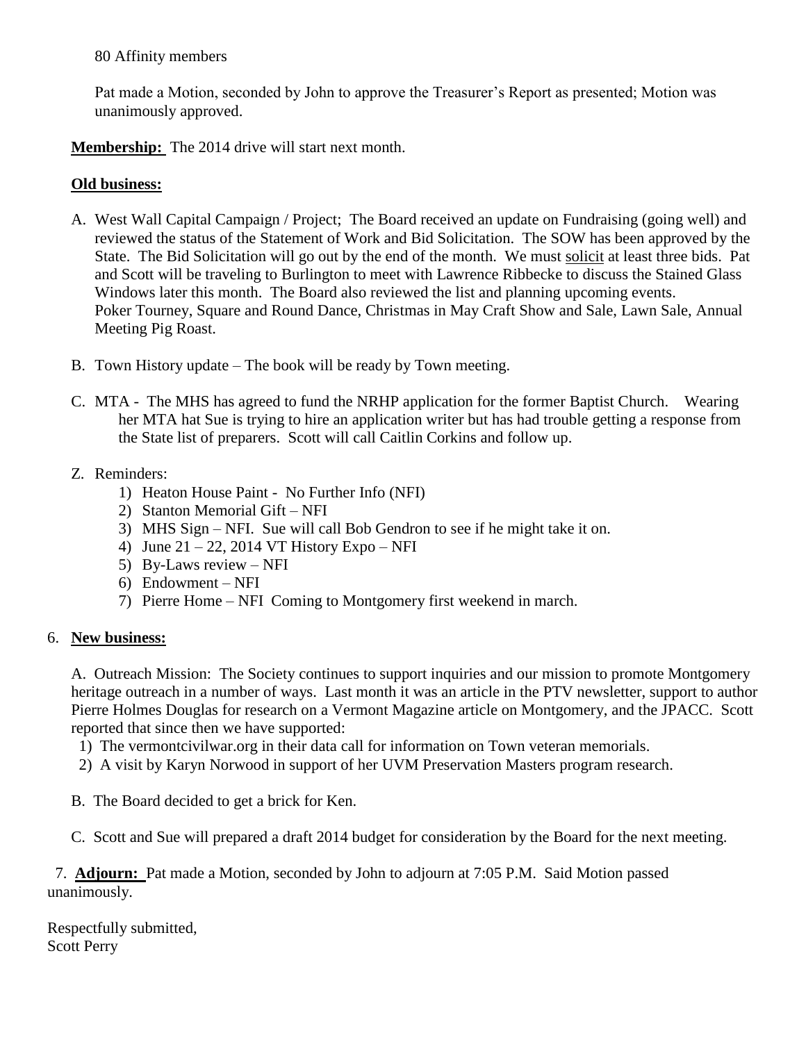80 Affinity members

Pat made a Motion, seconded by John to approve the Treasurer's Report as presented; Motion was unanimously approved.

**Membership:** The 2014 drive will start next month.

**Old business:**

A. West Wall Capital Campaign / Project; The Board received an update on Fundraising (going well) and reviewed the status of the Statement of Work and Bid Solicitation. The SOW has been approved by the State. The Bid Solicitation will go out by the end of the month. We must solicit at least three bids. Pat and Scott will be traveling to Burlington to meet with Lawrence Ribbecke to discuss the Stained Glass Windows later this month. The Board also reviewed the list and planning upcoming events. Poker Tourney, Square and Round Dance, Christmas in May Craft Show and Sale, Lawn Sale, Annual Meeting Pig Roast.

B. Town History update – The book will be ready by Town meeting.

C. MTA - The MHS has agreed to fund the NRHP application for the former Baptist Church. Wearing her MTA hat Sue is trying to hire an application writer but has had trouble getting a response from the State list of preparers. Scott will call Caitlin Corkins and follow up.

Z. Reminders:
1) Heaton House Paint - No Further Info (NFI)
2) Stanton Memorial Gift – NFI
3) MHS Sign – NFI. Sue will call Bob Gendron to see if he might take it on.
4) June 21 – 22, 2014 VT History Expo – NFI
5) By-Laws review – NFI
6) Endowment – NFI
7) Pierre Home – NFI Coming to Montgomery first weekend in march.

6. **New business:**

A. Outreach Mission: The Society continues to support inquiries and our mission to promote Montgomery heritage outreach in a number of ways. Last month it was an article in the PTV newsletter, support to author Pierre Holmes Douglas for research on a Vermont Magazine article on Montgomery, and the JPACC. Scott reported that since then we have supported:
1) The vermontcivilwar.org in their data call for information on Town veteran memorials.
2) A visit by Karyn Norwood in support of her UVM Preservation Masters program research.

B. The Board decided to get a brick for Ken.

C. Scott and Sue will prepared a draft 2014 budget for consideration by the Board for the next meeting.

7. **Adjourn:** Pat made a Motion, seconded by John to adjourn at 7:05 P.M. Said Motion passed unanimously.

Respectfully submitted,
Scott Perry